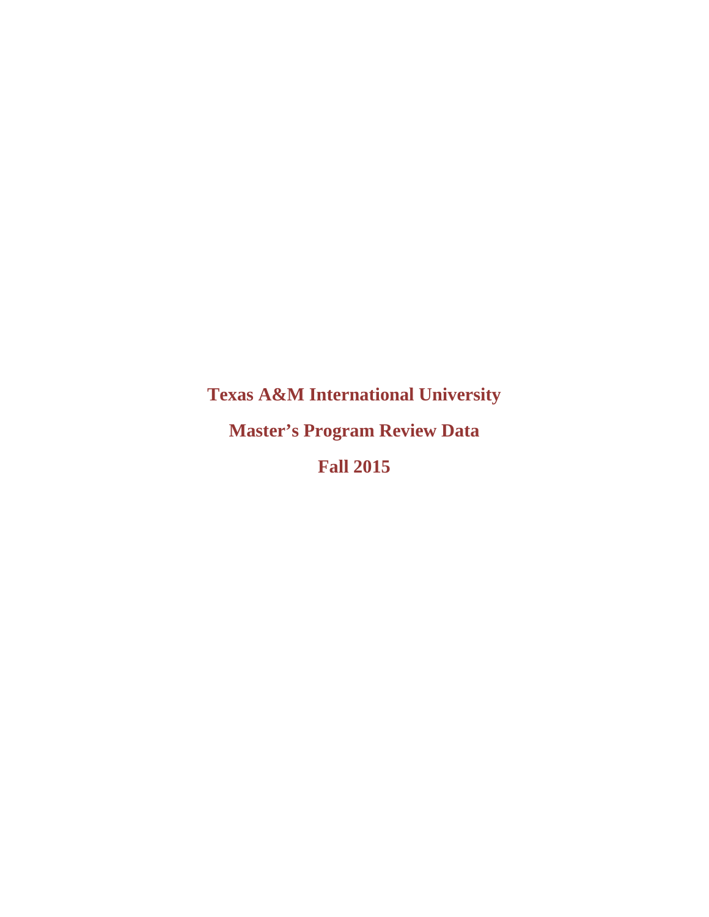# Texas A&M International University

# Master's Program Review Data

# Fall 2015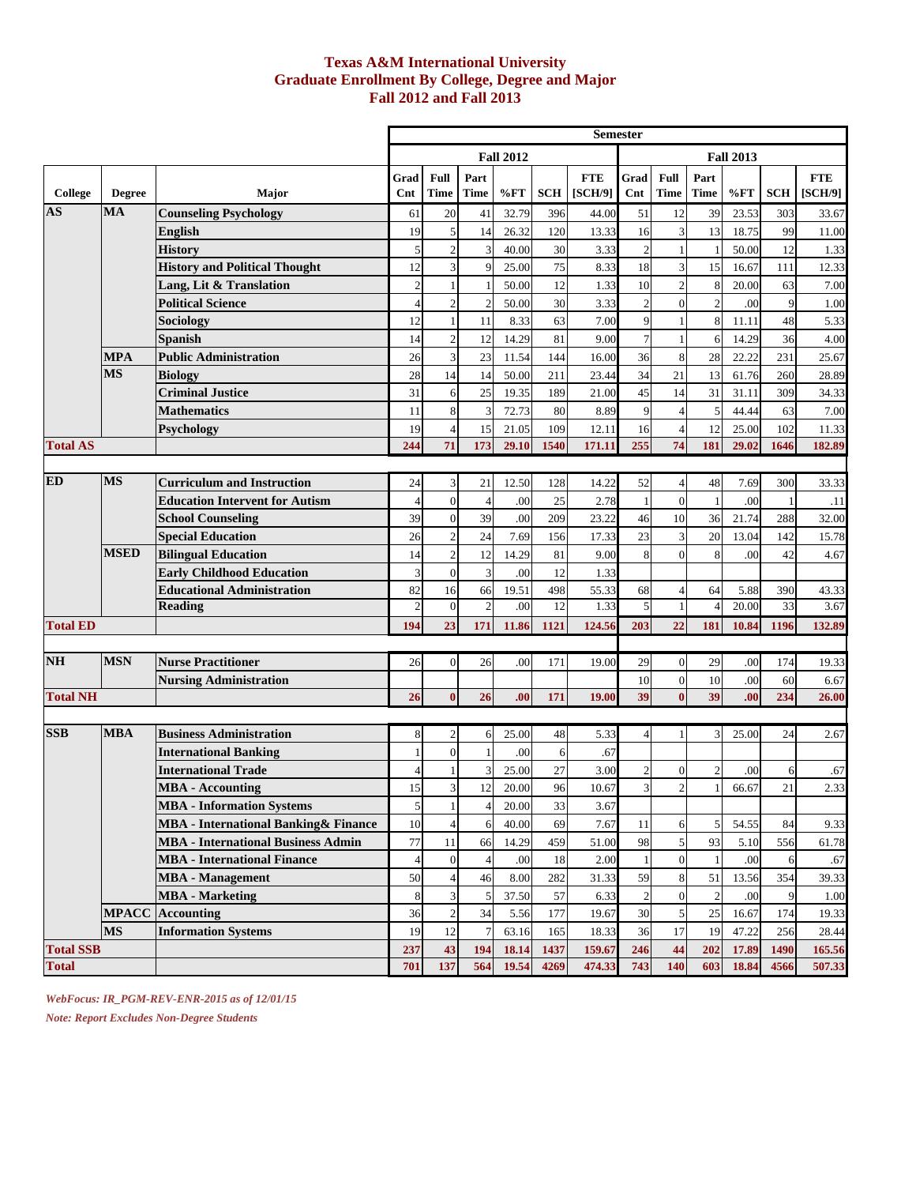# Texas A&M International University
## Graduate Enrollment By College, Degree and Major
## Fall 2012 and Fall 2013

| College | Degree | Major | Fall 2012 Grad Cnt | Fall 2012 Full Time | Fall 2012 Part Time | Fall 2012 %FT | Fall 2012 SCH | Fall 2012 FTE [SCH/9] | Fall 2013 Grad Cnt | Fall 2013 Full Time | Fall 2013 Part Time | Fall 2013 %FT | Fall 2013 SCH | Fall 2013 FTE [SCH/9] |
|---|---|---|---|---|---|---|---|---|---|---|---|---|---|---|
| AS | MA | Counseling Psychology | 61 | 20 | 41 | 32.79 | 396 | 44.00 | 51 | 12 | 39 | 23.53 | 303 | 33.67 |
| | | English | 19 | 5 | 14 | 26.32 | 120 | 13.33 | 16 | 3 | 13 | 18.75 | 99 | 11.00 |
| | | History | 5 | 2 | 3 | 40.00 | 30 | 3.33 | 2 | 1 | 1 | 50.00 | 12 | 1.33 |
| | | History and Political Thought | 12 | 3 | 9 | 25.00 | 75 | 8.33 | 18 | 3 | 15 | 16.67 | 111 | 12.33 |
| | | Lang, Lit & Translation | 2 | 1 | 1 | 50.00 | 12 | 1.33 | 10 | 2 | 8 | 20.00 | 63 | 7.00 |
| | | Political Science | 4 | 2 | 2 | 50.00 | 30 | 3.33 | 2 | 0 | 2 | .00 | 9 | 1.00 |
| | | Sociology | 12 | 1 | 11 | 8.33 | 63 | 7.00 | 9 | 1 | 8 | 11.11 | 48 | 5.33 |
| | | Spanish | 14 | 2 | 12 | 14.29 | 81 | 9.00 | 7 | 1 | 6 | 14.29 | 36 | 4.00 |
| | MPA | Public Administration | 26 | 3 | 23 | 11.54 | 144 | 16.00 | 36 | 8 | 28 | 22.22 | 231 | 25.67 |
| | MS | Biology | 28 | 14 | 14 | 50.00 | 211 | 23.44 | 34 | 21 | 13 | 61.76 | 260 | 28.89 |
| | | Criminal Justice | 31 | 6 | 25 | 19.35 | 189 | 21.00 | 45 | 14 | 31 | 31.11 | 309 | 34.33 |
| | | Mathematics | 11 | 8 | 3 | 72.73 | 80 | 8.89 | 9 | 4 | 5 | 44.44 | 63 | 7.00 |
| | | Psychology | 19 | 4 | 15 | 21.05 | 109 | 12.11 | 16 | 4 | 12 | 25.00 | 102 | 11.33 |
| **Total AS** | | | **244** | **71** | **173** | **29.10** | **1540** | **171.11** | **255** | **74** | **181** | **29.02** | **1646** | **182.89** |
| ED | MS | Curriculum and Instruction | 24 | 3 | 21 | 12.50 | 128 | 14.22 | 52 | 4 | 48 | 7.69 | 300 | 33.33 |
| | | Education Intervent for Autism | 4 | 0 | 4 | .00 | 25 | 2.78 | 1 | 0 | 1 | .00 | 1 | .11 |
| | | School Counseling | 39 | 0 | 39 | .00 | 209 | 23.22 | 46 | 10 | 36 | 21.74 | 288 | 32.00 |
| | | Special Education | 26 | 2 | 24 | 7.69 | 156 | 17.33 | 23 | 3 | 20 | 13.04 | 142 | 15.78 |
| | MSED | Bilingual Education | 14 | 2 | 12 | 14.29 | 81 | 9.00 | 8 | 0 | 8 | .00 | 42 | 4.67 |
| | | Early Childhood Education | 3 | 0 | 3 | .00 | 12 | 1.33 | | | | | | |
| | | Educational Administration | 82 | 16 | 66 | 19.51 | 498 | 55.33 | 68 | 4 | 64 | 5.88 | 390 | 43.33 |
| | | Reading | 2 | 0 | 2 | .00 | 12 | 1.33 | 5 | 1 | 4 | 20.00 | 33 | 3.67 |
| **Total ED** | | | **194** | **23** | **171** | **11.86** | **1121** | **124.56** | **203** | **22** | **181** | **10.84** | **1196** | **132.89** |
| NH | MSN | Nurse Practitioner | 26 | 0 | 26 | .00 | 171 | 19.00 | 29 | 0 | 29 | .00 | 174 | 19.33 |
| | | Nursing Administration | | | | | | | 10 | 0 | 10 | .00 | 60 | 6.67 |
| **Total NH** | | | **26** | **0** | **26** | **.00** | **171** | **19.00** | **39** | **0** | **39** | **.00** | **234** | **26.00** |
| SSB | MBA | Business Administration | 8 | 2 | 6 | 25.00 | 48 | 5.33 | 4 | 1 | 3 | 25.00 | 24 | 2.67 |
| | | International Banking | 1 | 0 | 1 | .00 | 6 | .67 | | | | | | |
| | | International Trade | 4 | 1 | 3 | 25.00 | 27 | 3.00 | 2 | 0 | 2 | .00 | 6 | .67 |
| | | MBA - Accounting | 15 | 3 | 12 | 20.00 | 96 | 10.67 | 3 | 2 | 1 | 66.67 | 21 | 2.33 |
| | | MBA - Information Systems | 5 | 1 | 4 | 20.00 | 33 | 3.67 | | | | | | |
| | | MBA - International Banking& Finance | 10 | 4 | 6 | 40.00 | 69 | 7.67 | 11 | 6 | 5 | 54.55 | 84 | 9.33 |
| | | MBA - International Business Admin | 77 | 11 | 66 | 14.29 | 459 | 51.00 | 98 | 5 | 93 | 5.10 | 556 | 61.78 |
| | | MBA - International Finance | 4 | 0 | 4 | .00 | 18 | 2.00 | 1 | 0 | 1 | .00 | 6 | .67 |
| | | MBA - Management | 50 | 4 | 46 | 8.00 | 282 | 31.33 | 59 | 8 | 51 | 13.56 | 354 | 39.33 |
| | | MBA - Marketing | 8 | 3 | 5 | 37.50 | 57 | 6.33 | 2 | 0 | 2 | .00 | 9 | 1.00 |
| | MPACC | Accounting | 36 | 2 | 34 | 5.56 | 177 | 19.67 | 30 | 5 | 25 | 16.67 | 174 | 19.33 |
| | MS | Information Systems | 19 | 12 | 7 | 63.16 | 165 | 18.33 | 36 | 17 | 19 | 47.22 | 256 | 28.44 |
| **Total SSB** | | | **237** | **43** | **194** | **18.14** | **1437** | **159.67** | **246** | **44** | **202** | **17.89** | **1490** | **165.56** |
| **Total** | | | **701** | **137** | **564** | **19.54** | **4269** | **474.33** | **743** | **140** | **603** | **18.84** | **4566** | **507.33** |

*WebFocus: IR_PGM-REV-ENR-2015 as of 12/01/15*

*Note: Report Excludes Non-Degree Students*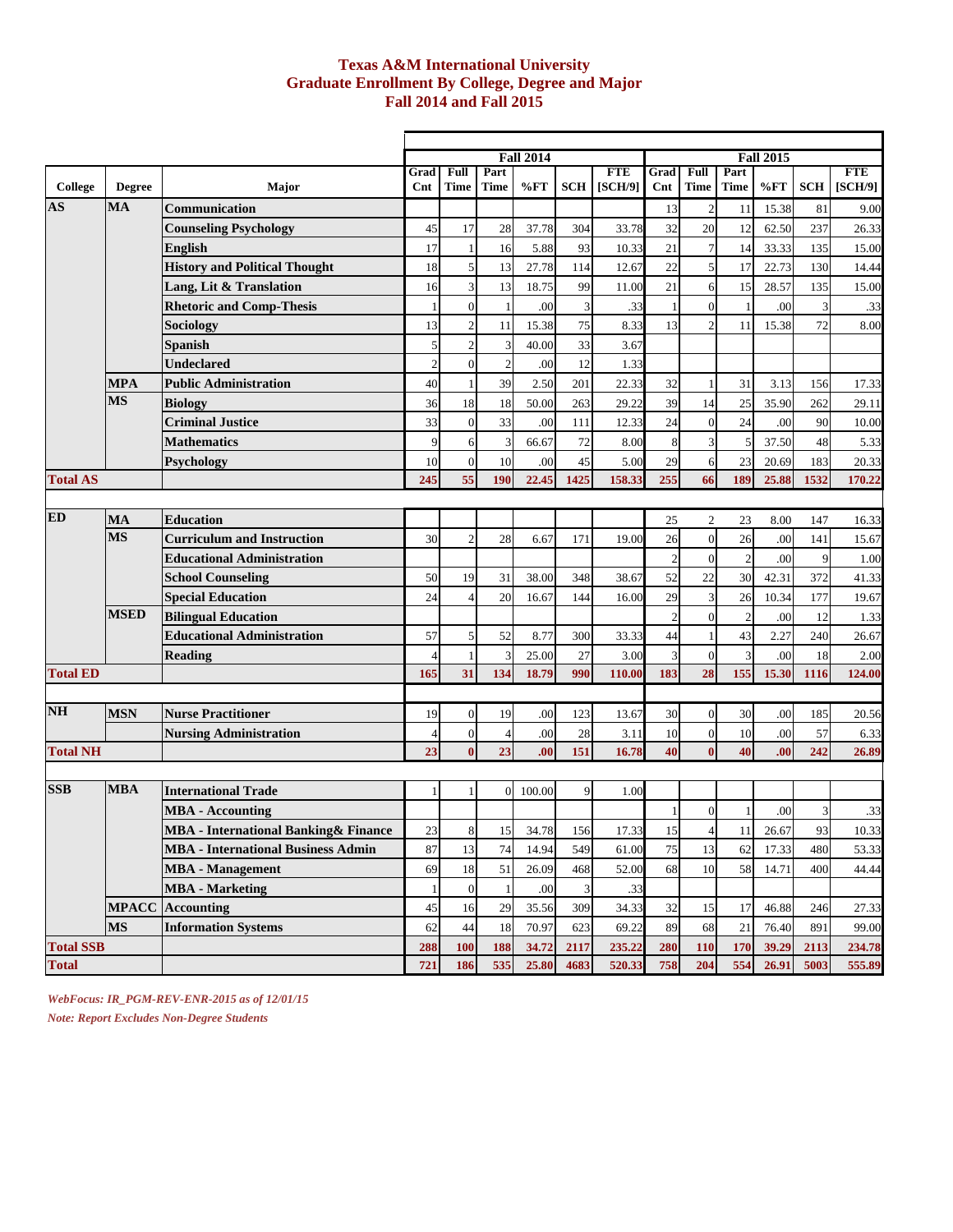# Texas A&M International University
## Graduate Enrollment By College, Degree and Major
## Fall 2014 and Fall 2015

| College | Degree | Major | Fall 2014 Grad Cnt | Full Time | Part Time | %FT | SCH | FTE [SCH/9] | Fall 2015 Grad Cnt | Full Time | Part Time | %FT | SCH | FTE [SCH/9] |
|---|---|---|---|---|---|---|---|---|---|---|---|---|---|---|
| AS | MA | Communication | | | | | | | 13 | 2 | 11 | 15.38 | 81 | 9.00 |
| | | Counseling Psychology | 45 | 17 | 28 | 37.78 | 304 | 33.78 | 32 | 20 | 12 | 62.50 | 237 | 26.33 |
| | | English | 17 | 1 | 16 | 5.88 | 93 | 10.33 | 21 | 7 | 14 | 33.33 | 135 | 15.00 |
| | | History and Political Thought | 18 | 5 | 13 | 27.78 | 114 | 12.67 | 22 | 5 | 17 | 22.73 | 130 | 14.44 |
| | | Lang, Lit & Translation | 16 | 3 | 13 | 18.75 | 99 | 11.00 | 21 | 6 | 15 | 28.57 | 135 | 15.00 |
| | | Rhetoric and Comp-Thesis | 1 | 0 | 1 | .00 | 3 | .33 | 1 | 0 | 1 | .00 | 3 | .33 |
| | | Sociology | 13 | 2 | 11 | 15.38 | 75 | 8.33 | 13 | 2 | 11 | 15.38 | 72 | 8.00 |
| | | Spanish | 5 | 2 | 3 | 40.00 | 33 | 3.67 | | | | | | |
| | | Undeclared | 2 | 0 | 2 | .00 | 12 | 1.33 | | | | | | |
| | MPA | Public Administration | 40 | 1 | 39 | 2.50 | 201 | 22.33 | 32 | 1 | 31 | 3.13 | 156 | 17.33 |
| | MS | Biology | 36 | 18 | 18 | 50.00 | 263 | 29.22 | 39 | 14 | 25 | 35.90 | 262 | 29.11 |
| | | Criminal Justice | 33 | 0 | 33 | .00 | 111 | 12.33 | 24 | 0 | 24 | .00 | 90 | 10.00 |
| | | Mathematics | 9 | 6 | 3 | 66.67 | 72 | 8.00 | 8 | 3 | 5 | 37.50 | 48 | 5.33 |
| | | Psychology | 10 | 0 | 10 | .00 | 45 | 5.00 | 29 | 6 | 23 | 20.69 | 183 | 20.33 |
| **Total AS** | | | **245** | **55** | **190** | **22.45** | **1425** | **158.33** | **255** | **66** | **189** | **25.88** | **1532** | **170.22** |
| ED | MA | Education | | | | | | | 25 | 2 | 23 | 8.00 | 147 | 16.33 |
| | MS | Curriculum and Instruction | 30 | 2 | 28 | 6.67 | 171 | 19.00 | 26 | 0 | 26 | .00 | 141 | 15.67 |
| | | Educational Administration | | | | | | | 2 | 0 | 2 | .00 | 9 | 1.00 |
| | | School Counseling | 50 | 19 | 31 | 38.00 | 348 | 38.67 | 52 | 22 | 30 | 42.31 | 372 | 41.33 |
| | | Special Education | 24 | 4 | 20 | 16.67 | 144 | 16.00 | 29 | 3 | 26 | 10.34 | 177 | 19.67 |
| | MSED | Bilingual Education | | | | | | | 2 | 0 | 2 | .00 | 12 | 1.33 |
| | | Educational Administration | 57 | 5 | 52 | 8.77 | 300 | 33.33 | 44 | 1 | 43 | 2.27 | 240 | 26.67 |
| | | Reading | 4 | 1 | 3 | 25.00 | 27 | 3.00 | 3 | 0 | 3 | .00 | 18 | 2.00 |
| **Total ED** | | | **165** | **31** | **134** | **18.79** | **990** | **110.00** | **183** | **28** | **155** | **15.30** | **1116** | **124.00** |
| NH | MSN | Nurse Practitioner | 19 | 0 | 19 | .00 | 123 | 13.67 | 30 | 0 | 30 | .00 | 185 | 20.56 |
| | | Nursing Administration | 4 | 0 | 4 | .00 | 28 | 3.11 | 10 | 0 | 10 | .00 | 57 | 6.33 |
| **Total NH** | | | **23** | **0** | **23** | **.00** | **151** | **16.78** | **40** | **0** | **40** | **.00** | **242** | **26.89** |
| SSB | MBA | International Trade | 1 | 1 | 0 | 100.00 | 9 | 1.00 | | | | | | |
| | | MBA - Accounting | | | | | | | 1 | 0 | 1 | .00 | 3 | .33 |
| | | MBA - International Banking& Finance | 23 | 8 | 15 | 34.78 | 156 | 17.33 | 15 | 4 | 11 | 26.67 | 93 | 10.33 |
| | | MBA - International Business Admin | 87 | 13 | 74 | 14.94 | 549 | 61.00 | 75 | 13 | 62 | 17.33 | 480 | 53.33 |
| | | MBA - Management | 69 | 18 | 51 | 26.09 | 468 | 52.00 | 68 | 10 | 58 | 14.71 | 400 | 44.44 |
| | | MBA - Marketing | 1 | 0 | 1 | .00 | 3 | .33 | | | | | | |
| | MPACC | Accounting | 45 | 16 | 29 | 35.56 | 309 | 34.33 | 32 | 15 | 17 | 46.88 | 246 | 27.33 |
| | MS | Information Systems | 62 | 44 | 18 | 70.97 | 623 | 69.22 | 89 | 68 | 21 | 76.40 | 891 | 99.00 |
| **Total SSB** | | | **288** | **100** | **188** | **34.72** | **2117** | **235.22** | **280** | **110** | **170** | **39.29** | **2113** | **234.78** |
| **Total** | | | **721** | **186** | **535** | **25.80** | **4683** | **520.33** | **758** | **204** | **554** | **26.91** | **5003** | **555.89** |

*WebFocus: IR_PGM-REV-ENR-2015 as of 12/01/15*

*Note: Report Excludes Non-Degree Students*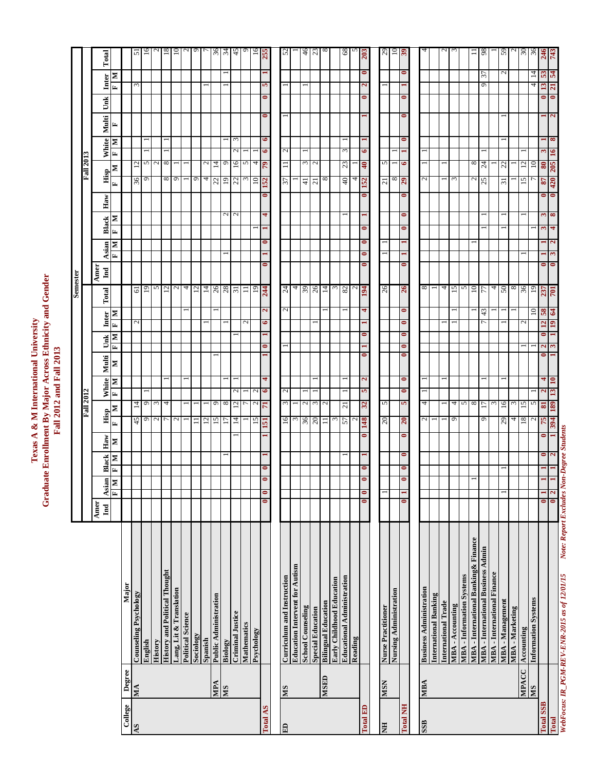# Texas A & M International University
## Graduate Enrollment By Major Across Ethnicity and Gender
### Fall 2012 and Fall 2013

| | | | Semester | | | | | | | | | | | | | | | | | | | | | | | | | | | | | |
|---|---|---|---|---|---|---|---|---|---|---|---|---|---|---|---|---|---|---|---|---|---|---|---|---|---|---|---|---|---|---|---|---|
| | | | Fall 2012 | | | | | | | | | | | | | | | | Fall 2013 | | | | | | | | | | | | | | |
| | | | Amer Ind | Asian | | Black | | Haw | Hisp | | White | | Multi | Unk | | Inter | | Total | Amer Ind | Asian | | Black | | Haw | Hisp | | White | | Multi | Unk | Inter | | Total |
| College | Degree | Major | | F | M | F | M | M | F | M | F | M | M | F | M | F | M | | | F | M | F | M | | F | M | F | M | F | F | F | M | |
| AS | MA | Counseling Psychology | | | | | | | 45 | 14 | | | | | | 2 | | 61 | | | | | | | 36 | 12 | | | | | 3 | | 51 |
| | | English | | | | | | | 9 | 9 | 1 | | | | | | | 19 | | | | | | | 9 | 5 | 1 | 1 | | | | | 16 |
| | | History | | | | | | | 2 | 3 | | | | | | | | 5 | | | | | | | | 2 | | | | | | | 2 |
| | | History and Political Thought | | | | | | | 7 | 4 | | 1 | | | | | | 12 | | | | | | | 8 | 8 | 1 | 1 | | | | | 18 |
| | | Lang, Lit & Translation | | | | | | | 2 | | | | | | | | | 2 | | | | | | | 9 | 1 | | | | | | | 10 |
| | | Political Science | | | | | | | 1 | 1 | | 1 | | | | | 1 | 4 | | | | | | | 1 | 1 | | | | | | | 2 |
| | | Sociology | | | | | | | 11 | 1 | | | | | | | | 12 | | | | | | | 9 | | | | | | | | 9 |
| | | Spanish | | | | | | | 12 | 1 | | | | | | 1 | | 14 | | | | | | | 4 | 2 | | | | | 1 | | 7 |
| | MPA | Public Administration | | | | | | | 15 | 9 | | | 1 | | | | 1 | 26 | | | | | | | 22 | 14 | | | | | | | 36 |
| | MS | Biology | | | | | 1 | | 17 | 8 | | 1 | | | | 1 | | 28 | | 1 | | | 2 | | 19 | 9 | | 1 | | | 1 | 1 | 34 |
| | | Criminal Justice | | | | | | 1 | 14 | 12 | 2 | 1 | | | 1 | | | 31 | | | | | 2 | | 22 | 16 | 2 | 3 | | | | | 45 |
| | | Mathematics | | | | | | | 1 | 7 | 1 | | | | | 2 | | 11 | | | | | | | 3 | 5 | 1 | | | | | | 9 |
| | | Psychology | | | | | | | 15 | 2 | 2 | | | | | | | 19 | | | | 1 | | | 10 | 4 | 1 | | | | | | 16 |
| **Total AS** | | | **0** | **0** | **0** | **0** | **1** | **1** | **151** | **71** | **6** | **4** | **1** | **0** | **1** | **6** | **2** | **244** | **0** | **1** | **0** | **1** | **4** | **0** | **152** | **79** | **6** | **6** | **0** | **0** | **5** | **1** | **255** |
| ED | MS | Curriculum and Instruction | | | | | | | 16 | 3 | 2 | | | 1 | | | 2 | 24 | | | | | | | 37 | 11 | 2 | | 1 | | 1 | | 52 |
| | | Education Intervent for Autism | | | | | | | 3 | 1 | | | | | | | | 4 | | | | | | | 1 | | | | | | | | 1 |
| | | School Counseling | | | | | | | 36 | 2 | 1 | | | | | | | 39 | | | | | | | 41 | 3 | 1 | | | | 1 | | 46 |
| | | Special Education | | | | | | | 20 | 3 | 1 | 1 | | | | 1 | | 26 | | | | | | | 21 | 2 | | | | | | | 23 |
| | MSED | Bilingual Education | | | | | | | 11 | 2 | | | | | | | 1 | 14 | | | | | | | 8 | | | | | | | | 8 |
| | | Early Childhood Education | | | | | | | 3 | | | | | | | | | 3 | | | | | | | | | | | | | | | |
| | | Educational Administration | | | | | 1 | | 57 | 21 | 1 | 1 | | | | | 1 | 82 | | | | | 1 | | 40 | 23 | 3 | 1 | | | | | 68 |
| | | Reading | | | | | | | 2 | | | | | | | | | 2 | | | | | | | 4 | 1 | | | | | | | 5 |
| **Total ED** | | | **0** | **0** | **0** | **0** | **1** | **0** | **148** | **32** | **5** | **2** | **0** | **1** | **0** | **1** | **4** | **194** | **0** | **0** | **0** | **0** | **1** | **0** | **152** | **40** | **6** | **1** | **1** | **0** | **2** | **0** | **203** |
| NH | MSN | Nurse Practitioner | | 1 | | | | | 20 | 5 | | | | | | | | 26 | | 1 | 1 | | | | 21 | 5 | | | | | 1 | | 29 |
| | | Nursing Administration | | | | | | | | | | | | | | | | | | | | | | | 8 | 1 | 1 | | | | | | 10 |
| **Total NH** | | | **0** | **1** | **0** | **0** | **0** | **0** | **20** | **5** | **0** | **0** | **0** | **0** | **0** | **0** | **0** | **26** | **0** | **1** | **1** | **0** | **0** | **0** | **29** | **6** | **1** | **0** | **0** | **0** | **1** | **0** | **39** |
| SSB | MBA | Business Administration | | | | | | | 2 | 4 | 1 | 1 | | | | | | 8 | | | | | | | 2 | 1 | 1 | | | | | | 4 |
| | | International Banking | | | | | | | 1 | | | | | | | | | 1 | | | | | | | | | | | | | | | |
| | | International Trade | | | | | | | 1 | 1 | | 1 | | | | 1 | | 4 | | | | | | | 1 | 1 | | | | | | | 2 |
| | | MBA - Accounting | | | | | | | 9 | 4 | | | | | | 1 | 1 | 15 | | | | | | | 3 | | | | | | | | 3 |
| | | MBA - Information Systems | | | | | | | | 5 | | | | | | | | 5 | | | | | | | | | | | | | | | |
| | | MBA - International Banking& Finance | | | 1 | | | | | 8 | | | | | | | 1 | 10 | | | 1 | | | | 2 | 8 | | | | | | | 11 |
| | | MBA - International Business Admin | | | | | | | 9 | 17 | | 1 | | | | 7 | 43 | 77 | | | | 1 | 1 | | 25 | 24 | 1 | | | | 9 | 37 | 98 |
| | | MBA - International Finance | | | | | | | | 3 | | | | | | | 1 | 4 | | | | | | | | 1 | | | | | | | 1 |
| | | MBA - Management | | 1 | | 1 | | | 29 | 16 | | 1 | | | | 1 | 1 | 50 | | | | 1 | 1 | | 31 | 22 | | 1 | 1 | | | 2 | 59 |
| | | MBA - Marketing | | | | | | | 4 | 3 | | | | | | | 1 | 8 | | | | | | | 1 | 1 | | | | | | | 2 |
| | MPACC | Accounting | | | | | | | 18 | 15 | | | | 1 | | 2 | | 36 | | 1 | | | 1 | | 15 | 12 | 1 | | | | | | 30 |
| | MS | Information Systems | | | | | | | 2 | 5 | 1 | | | 1 | | | 10 | 19 | | | | 1 | | | 7 | 10 | | | | | 4 | 14 | 36 |
| **Total SSB** | | | **0** | **1** | **1** | **1** | **0** | **0** | **75** | **81** | **2** | **4** | **0** | **2** | **0** | **12** | **58** | **237** | **0** | **1** | **1** | **3** | **3** | **0** | **87** | **80** | **3** | **1** | **1** | **0** | **13** | **53** | **246** |
| **Total** | | | **0** | **2** | **1** | **1** | **2** | **1** | **394** | **189** | **13** | **10** | **1** | **3** | **1** | **19** | **64** | **701** | **0** | **3** | **2** | **4** | **8** | **0** | **420** | **205** | **16** | **8** | **2** | **0** | **21** | **54** | **743** |

*WebFocus: IR_PGM-REV-ENR-2015 as of 12/01/15* *Note: Report Excludes Non-Degree Students*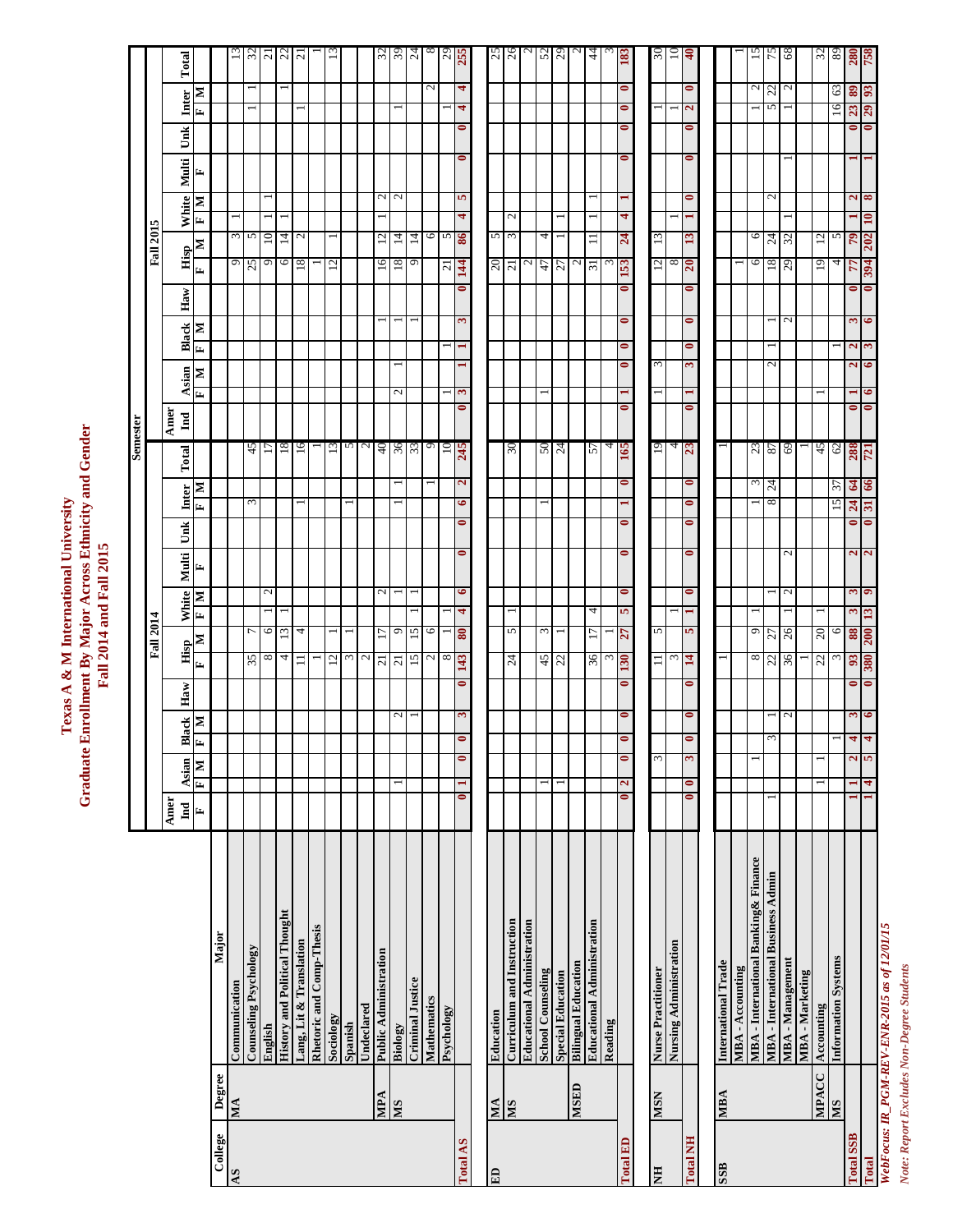# Texas A & M International University
## Graduate Enrollment By Major Across Ethnicity and Gender
## Fall 2014 and Fall 2015

| College | Degree | Major | Fall 2014 Amer Ind F | Fall 2014 Asian F | Fall 2014 Asian M | Fall 2014 Black F | Fall 2014 Black M | Fall 2014 Haw | Fall 2014 Hisp F | Fall 2014 Hisp M | Fall 2014 White F | Fall 2014 White M | Fall 2014 Multi F | Fall 2014 Unk | Fall 2014 Inter F | Fall 2014 Inter M | Fall 2014 Total | Fall 2015 Amer Ind | Fall 2015 Asian F | Fall 2015 Asian M | Fall 2015 Black F | Fall 2015 Black M | Fall 2015 Haw | Fall 2015 Hisp F | Fall 2015 Hisp M | Fall 2015 White F | Fall 2015 White M | Fall 2015 Multi F | Fall 2015 Unk | Fall 2015 Inter F | Fall 2015 Inter M | Fall 2015 Total |
|---|---|---|---|---|---|---|---|---|---|---|---|---|---|---|---|---|---|---|---|---|---|---|---|---|---|---|---|---|---|---|---|---|
| AS | MA | Communication | | | | | | | | | | | | | | | | | | | | | | 9 | 3 | 1 | | | | | | 13 |
| | | Counseling Psychology | | | | | | | 35 | 7 | | | | | 3 | | 45 | | | | | | | 25 | 5 | | | | | 1 | 1 | 32 |
| | | English | | | | | | | 8 | 6 | 1 | 2 | | | | | 17 | | | | | | | 9 | 10 | 1 | 1 | | | | | 21 |
| | | History and Political Thought | | | | | | | 4 | 13 | 1 | | | | | | 18 | | | | | | | 6 | 14 | 1 | | | | | 1 | 22 |
| | | Lang, Lit & Translation | | | | | | | 11 | 4 | | | | | 1 | | 16 | | | | | | | 18 | 2 | | | | | 1 | | 21 |
| | | Rhetoric and Comp-Thesis | | | | | | | 1 | | | | | | | | 1 | | | | | | | 1 | | | | | | | | 1 |
| | | Sociology | | | | | | | 12 | 1 | | | | | | | 13 | | | | | | | 12 | 1 | | | | | | | 13 |
| | | Spanish | | | | | | | 3 | 1 | | | | | 1 | | 5 | | | | | | | | | | | | | | | |
| | | Undeclared | | | | | | | 2 | | | | | | | | 2 | | | | | | | | | | | | | | | |
| | MPA | Public Administration | | | | | | | 21 | 17 | | 2 | | | | | 40 | | | | | 1 | | 16 | 12 | 1 | 2 | | | | | 32 |
| | MS | Biology | | 1 | | | 2 | | 21 | 9 | | 1 | | | 1 | 1 | 36 | | 2 | 1 | | 1 | | 18 | 14 | | 2 | | | 1 | | 39 |
| | | Criminal Justice | | | | | 1 | | 15 | 15 | 1 | 1 | | | | | 33 | | | | | 1 | | 9 | 14 | | | | | | | 24 |
| | | Mathematics | | | | | | | 2 | 6 | | | | | | 1 | 9 | | | | | | | | 6 | | | | | | 2 | 8 |
| | | Psychology | | | | | | | 8 | 1 | 1 | | | | | | 10 | | 1 | | 1 | | | 21 | 5 | | | | | 1 | | 29 |
| **Total AS** | | | **0** | **1** | **0** | **0** | **3** | **0** | **143** | **80** | **4** | **6** | **0** | **0** | **6** | **2** | **245** | **0** | **3** | **1** | **1** | **3** | **0** | **144** | **86** | **4** | **5** | **0** | **0** | **4** | **4** | **255** |
| ED | MA | Education | | | | | | | | | | | | | | | | | | | | | | 20 | 5 | | | | | | | 25 |
| | MS | Curriculum and Instruction | | | | | | | 24 | 5 | 1 | | | | | | 30 | | | | | | | 21 | 3 | 2 | | | | | | 26 |
| | | Educational Administration | | | | | | | | | | | | | | | | | | | | | | 2 | | | | | | | | 2 |
| | | School Counseling | | 1 | | | | | 45 | 3 | | | | | 1 | | 50 | | 1 | | | | | 47 | 4 | | | | | | | 52 |
| | | Special Education | | 1 | | | | | 22 | 1 | | | | | | | 24 | | | | | | | 27 | 1 | 1 | | | | | | 29 |
| | MSED | Bilingual Education | | | | | | | | | | | | | | | | | | | | | | 2 | | | | | | | | 2 |
| | | Educational Administration | | | | | | | 36 | 17 | 4 | | | | | | 57 | | | | | | | 31 | 11 | 1 | 1 | | | | | 44 |
| | | Reading | | | | | | | 3 | 1 | | | | | | | 4 | | | | | | | 3 | | | | | | | | 3 |
| **Total ED** | | | **0** | **2** | **0** | **0** | **0** | **0** | **130** | **27** | **5** | **0** | **0** | **0** | **1** | **0** | **165** | **0** | **1** | **0** | **0** | **0** | **0** | **153** | **24** | **4** | **1** | **0** | **0** | **0** | **0** | **183** |
| NH | MSN | Nurse Practitioner | | | 3 | | | | 11 | 5 | | | | | | | 19 | | 1 | 3 | | | | 12 | 13 | | | | | 1 | | 30 |
| | | Nursing Administration | | | | | | | 3 | | 1 | | | | | | 4 | | | | | | | 8 | | 1 | | | | 1 | | 10 |
| **Total NH** | | | **0** | **0** | **3** | **0** | **0** | **0** | **14** | **5** | **1** | **0** | **0** | **0** | **0** | **0** | **23** | **0** | **1** | **3** | **0** | **0** | **0** | **20** | **13** | **1** | **0** | **0** | **0** | **2** | **0** | **40** |
| SSB | MBA | International Trade | | | | | | | 1 | | | | | | | | 1 | | | | | | | 1 | | | | | | | | 1 |
| | | MBA - Accounting | | | 1 | | | | | | | | | | | | | | | | | | | | | | | | | | | |
| | | MBA - International Banking& Finance | | | | | | | 8 | 9 | 1 | | | | 1 | 3 | 23 | | | | | | | 6 | 6 | | | | | 1 | 2 | 15 |
| | | MBA - International Business Admin | 1 | | | 3 | 1 | | 22 | 27 | | 1 | | | 8 | 24 | 87 | | | 2 | 1 | 1 | | 18 | 24 | | 2 | | | 5 | 22 | 75 |
| | | MBA - Management | | | | | 2 | | 36 | 26 | 1 | 2 | 2 | | | | 69 | | | | | 2 | | 29 | 32 | 1 | | 1 | | 1 | 2 | 68 |
| | | MBA - Marketing | | | | | | | 1 | | | | | | | | 1 | | | | | | | | | | | | | | | |
| | MPACC | Accounting | | 1 | 1 | | | | 22 | 20 | 1 | | | | | | 45 | | 1 | | | | | 19 | 12 | | | | | | | 32 |
| | MS | Information Systems | | | | 1 | | | 3 | 6 | | | | | 15 | 37 | 62 | | | | 1 | | | 4 | 5 | | | | | 16 | 63 | 89 |
| **Total SSB** | | | **1** | **1** | **2** | **4** | **3** | **0** | **93** | **88** | **3** | **3** | **2** | **0** | **24** | **64** | **288** | **0** | **1** | **2** | **2** | **3** | **0** | **77** | **79** | **1** | **2** | **1** | **0** | **23** | **89** | **280** |
| **Total** | | | **1** | **4** | **5** | **4** | **6** | **0** | **380** | **200** | **13** | **9** | **2** | **0** | **31** | **66** | **721** | **0** | **6** | **6** | **3** | **6** | **0** | **394** | **202** | **10** | **8** | **1** | **0** | **29** | **93** | **758** |

*WebFocus: IR_PGM-REV-ENR-2015 as of 12/01/15*

*Note: Report Excludes Non-Degree Students*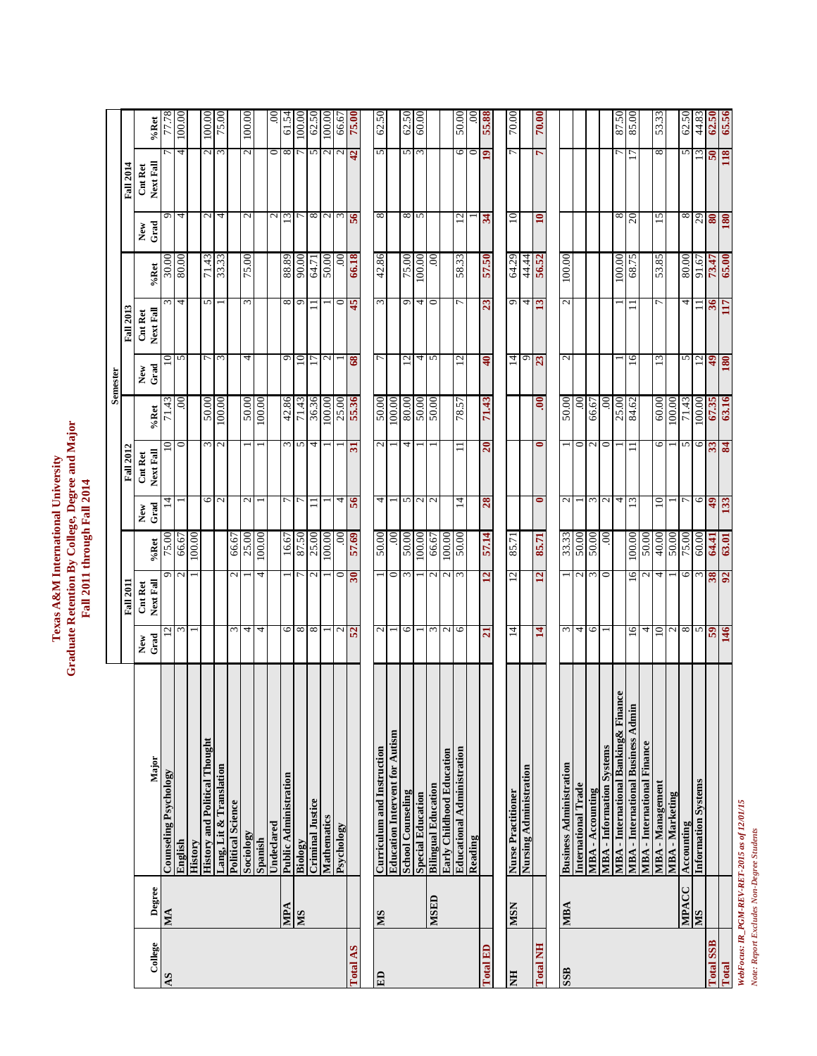# Texas A&M International University
## Graduate Retention By College, Degree and Major
## Fall 2011 through Fall 2014

| College | Degree | Major | Fall 2011 | | | Fall 2012 | | | Fall 2013 | | | Fall 2014 | | |
|---|---|---|---|---|---|---|---|---|---|---|---|---|---|---|
| | | | New Grad | Cnt Ret Next Fall | %Ret | New Grad | Cnt Ret Next Fall | %Ret | New Grad | Cnt Ret Next Fall | %Ret | New Grad | Cnt Ret Next Fall | %Ret |
| AS | MA | Counseling Psychology | 12 | 9 | 75.00 | 14 | 10 | 71.43 | 10 | 3 | 30.00 | 9 | 7 | 77.78 |
| | | English | 3 | 2 | 66.67 | 1 | 0 | .00 | 5 | 4 | 80.00 | 4 | 4 | 100.00 |
| | | History | 1 | 1 | 100.00 | | | | | | | | | |
| | | History and Political Thought | | | | 6 | 3 | 50.00 | 7 | 5 | 71.43 | 2 | 2 | 100.00 |
| | | Lang, Lit & Translation | | | | 2 | 2 | 100.00 | 3 | 1 | 33.33 | 4 | 3 | 75.00 |
| | | Political Science | 3 | 2 | 66.67 | | | | | | | | | |
| | | Sociology | 4 | 1 | 25.00 | 2 | 1 | 50.00 | 4 | 3 | 75.00 | 2 | 2 | 100.00 |
| | | Spanish | 4 | 4 | 100.00 | 1 | 1 | 100.00 | | | | | | |
| | | Undeclared | | | | | | | | | | 2 | 0 | .00 |
| | MPA | Public Administration | 6 | 1 | 16.67 | 7 | 3 | 42.86 | 9 | 8 | 88.89 | 13 | 8 | 61.54 |
| | MS | Biology | 8 | 7 | 87.50 | 7 | 5 | 71.43 | 10 | 9 | 90.00 | 7 | 7 | 100.00 |
| | | Criminal Justice | 8 | 2 | 25.00 | 11 | 4 | 36.36 | 17 | 11 | 64.71 | 8 | 5 | 62.50 |
| | | Mathematics | 1 | 1 | 100.00 | 1 | 1 | 100.00 | 2 | 1 | 50.00 | 2 | 2 | 100.00 |
| | | Psychology | 2 | 0 | .00 | 4 | 1 | 25.00 | 1 | 0 | .00 | 3 | 2 | 66.67 |
| **Total AS** | | | **52** | **30** | **57.69** | **56** | **31** | **55.36** | **68** | **45** | **66.18** | **56** | **42** | **75.00** |
| ED | MS | Curriculum and Instruction | 2 | 1 | 50.00 | 4 | 2 | 50.00 | 7 | 3 | 42.86 | 8 | 5 | 62.50 |
| | | Education Intervent for Autism | 1 | 0 | .00 | 1 | 1 | 100.00 | | | | | | |
| | | School Counseling | 6 | 3 | 50.00 | 5 | 4 | 80.00 | 12 | 9 | 75.00 | 8 | 5 | 62.50 |
| | | Special Education | 1 | 1 | 100.00 | 2 | 1 | 50.00 | 4 | 4 | 100.00 | 5 | 3 | 60.00 |
| | MSED | Bilingual Education | 3 | 2 | 66.67 | 2 | 1 | 50.00 | 5 | 0 | .00 | | | |
| | | Early Childhood Education | 2 | 2 | 100.00 | | | | | | | | | |
| | | Educational Administration | 6 | 3 | 50.00 | 14 | 11 | 78.57 | 12 | 7 | 58.33 | 12 | 6 | 50.00 |
| | | Reading | | | | | | | | | | 1 | 0 | .00 |
| **Total ED** | | | **21** | **12** | **57.14** | **28** | **20** | **71.43** | **40** | **23** | **57.50** | **34** | **19** | **55.88** |
| NH | MSN | Nurse Practitioner | 14 | 12 | 85.71 | | | | 14 | 9 | 64.29 | 10 | 7 | 70.00 |
| | | Nursing Administration | | | | | | | 9 | 4 | 44.44 | | | |
| **Total NH** | | | **14** | **12** | **85.71** | **0** | **0** | **.00** | **23** | **13** | **56.52** | **10** | **7** | **70.00** |
| SSB | MBA | Business Administration | 3 | 1 | 33.33 | 2 | 1 | 50.00 | 2 | 2 | 100.00 | | | |
| | | International Trade | 4 | 2 | 50.00 | 1 | 0 | .00 | | | | | | |
| | | MBA - Accounting | 6 | 3 | 50.00 | 3 | 2 | 66.67 | | | | | | |
| | | MBA - Information Systems | 1 | 0 | .00 | 2 | 0 | .00 | | | | | | |
| | | MBA - International Banking& Finance | | | | 4 | 1 | 25.00 | 1 | 1 | 100.00 | 8 | 7 | 87.50 |
| | | MBA - International Business Admin | 16 | 16 | 100.00 | 13 | 11 | 84.62 | 16 | 11 | 68.75 | 20 | 17 | 85.00 |
| | | MBA - International Finance | 4 | 2 | 50.00 | | | | | | | | | |
| | | MBA - Management | 10 | 4 | 40.00 | 10 | 6 | 60.00 | 13 | 7 | 53.85 | 15 | 8 | 53.33 |
| | | MBA - Marketing | 2 | 1 | 50.00 | 1 | 1 | 100.00 | | | | | | |
| | MPACC | Accounting | 8 | 6 | 75.00 | 7 | 5 | 71.43 | 5 | 4 | 80.00 | 8 | 5 | 62.50 |
| | MS | Information Systems | 5 | 3 | 60.00 | 6 | 6 | 100.00 | 12 | 11 | 91.67 | 29 | 13 | 44.83 |
| **Total SSB** | | | **59** | **38** | **64.41** | **49** | **33** | **67.35** | **49** | **36** | **73.47** | **80** | **50** | **62.50** |
| **Total** | | | **146** | **92** | **63.01** | **133** | **84** | **63.16** | **180** | **117** | **65.00** | **180** | **118** | **65.56** |

*WebFocus: IR_PGM-REV-RET-2015 as of 12/01/15*

*Note: Report Excludes Non-Degree Students*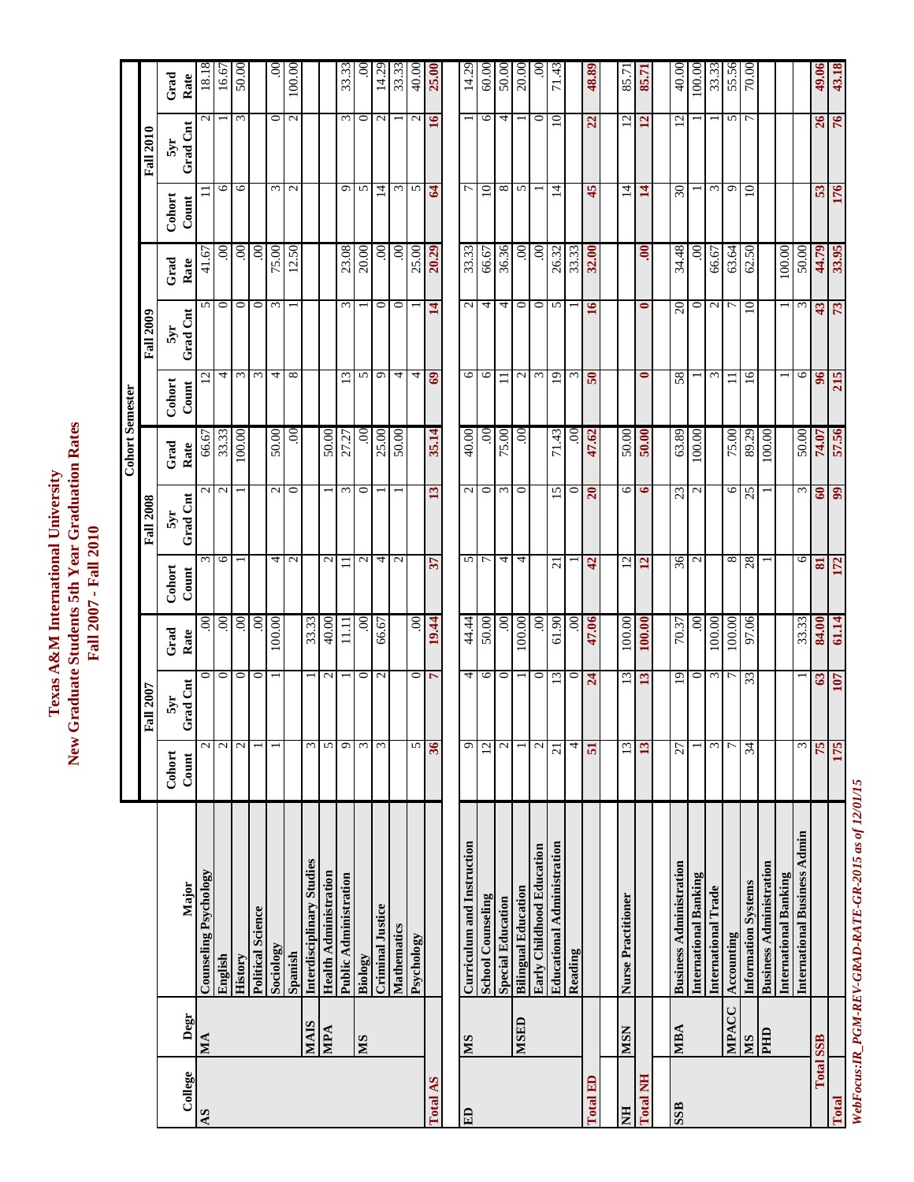# Texas A&M International University
## New Graduate Students 5th Year Graduation Rates
## Fall 2007 - Fall 2010

| College | Degr | Major | Fall 2007 | | | Fall 2008 | | | Fall 2009 | | | Fall 2010 | | |
|---|---|---|---|---|---|---|---|---|---|---|---|---|---|---|
| | | | Cohort Count | 5yr Grad Cnt | Grad Rate | Cohort Count | 5yr Grad Cnt | Grad Rate | Cohort Count | 5yr Grad Cnt | Grad Rate | Cohort Count | 5yr Grad Cnt | Grad Rate |
| AS | MA | Counseling Psychology | 2 | 0 | .00 | 3 | 2 | 66.67 | 12 | 5 | 41.67 | 11 | 2 | 18.18 |
| | | English | 2 | 0 | .00 | 6 | 2 | 33.33 | 4 | 0 | .00 | 6 | 1 | 16.67 |
| | | History | 2 | 0 | .00 | 1 | 1 | 100.00 | 3 | 0 | .00 | 6 | 3 | 50.00 |
| | | Political Science | 1 | 0 | .00 | | | | 3 | 0 | .00 | | | |
| | | Sociology | 1 | 1 | 100.00 | 4 | 2 | 50.00 | 4 | 3 | 75.00 | 3 | 0 | .00 |
| | | Spanish | | | | 2 | 0 | .00 | 8 | 1 | 12.50 | 2 | 2 | 100.00 |
| | MAIS | Interdisciplinary Studies | 3 | 1 | 33.33 | | | | | | | | | |
| | MPA | Health Administration | 5 | 2 | 40.00 | 2 | 1 | 50.00 | | | | | | |
| | | Public Administration | 9 | 1 | 11.11 | 11 | 3 | 27.27 | 13 | 3 | 23.08 | 9 | 3 | 33.33 |
| | MS | Biology | 3 | 0 | .00 | 2 | 0 | .00 | 5 | 1 | 20.00 | 5 | 0 | .00 |
| | | Criminal Justice | 3 | 2 | 66.67 | 4 | 1 | 25.00 | 9 | 0 | .00 | 14 | 2 | 14.29 |
| | | Mathematics | | | | 2 | 1 | 50.00 | 4 | 0 | .00 | 3 | 1 | 33.33 |
| | | Psychology | 5 | 0 | .00 | | | | 4 | 1 | 25.00 | 5 | 2 | 40.00 |
| **Total AS** | | | **36** | **7** | **19.44** | **37** | **13** | **35.14** | **69** | **14** | **20.29** | **64** | **16** | **25.00** |
| ED | MS | Curriculum and Instruction | 9 | 4 | 44.44 | 5 | 2 | 40.00 | 6 | 2 | 33.33 | 7 | 1 | 14.29 |
| | | School Counseling | 12 | 6 | 50.00 | 7 | 0 | .00 | 6 | 4 | 66.67 | 10 | 6 | 60.00 |
| | | Special Education | 2 | 0 | .00 | 4 | 3 | 75.00 | 11 | 4 | 36.36 | 8 | 4 | 50.00 |
| | MSED | Bilingual Education | 1 | 1 | 100.00 | 4 | 0 | .00 | 2 | 0 | .00 | 5 | 1 | 20.00 |
| | | Early Childhood Education | 2 | 0 | .00 | | | | 3 | 0 | .00 | 1 | 0 | .00 |
| | | Educational Administration | 21 | 13 | 61.90 | 21 | 15 | 71.43 | 19 | 5 | 26.32 | 14 | 10 | 71.43 |
| | | Reading | 4 | 0 | .00 | 1 | 0 | .00 | 3 | 1 | 33.33 | | | |
| **Total ED** | | | **51** | **24** | **47.06** | **42** | **20** | **47.62** | **50** | **16** | **32.00** | **45** | **22** | **48.89** |
| NH | MSN | Nurse Practitioner | 13 | 13 | 100.00 | 12 | 6 | 50.00 | | | | 14 | 12 | 85.71 |
| **Total NH** | | | **13** | **13** | **100.00** | **12** | **6** | **50.00** | **0** | **0** | **.00** | **14** | **12** | **85.71** |
| SSB | MBA | Business Administration | 27 | 19 | 70.37 | 36 | 23 | 63.89 | 58 | 20 | 34.48 | 30 | 12 | 40.00 |
| | | International Banking | 1 | 0 | .00 | 2 | 2 | 100.00 | 1 | 0 | .00 | 1 | 1 | 100.00 |
| | | International Trade | 3 | 3 | 100.00 | | | | 3 | 2 | 66.67 | 3 | 1 | 33.33 |
| | MPACC | Accounting | 7 | 7 | 100.00 | 8 | 6 | 75.00 | 11 | 7 | 63.64 | 9 | 5 | 55.56 |
| | MS | Information Systems | 34 | 33 | 97.06 | 28 | 25 | 89.29 | 16 | 10 | 62.50 | 10 | 7 | 70.00 |
| | PHD | Business Administration | | | | 1 | 1 | 100.00 | | | | | | |
| | | International Banking | | | | | | | 1 | 1 | 100.00 | | | |
| | | International Business Admin | 3 | 1 | 33.33 | 6 | 3 | 50.00 | 6 | 3 | 50.00 | | | |
| **Total SSB** | | | **75** | **63** | **84.00** | **81** | **60** | **74.07** | **96** | **43** | **44.79** | **53** | **26** | **49.06** |
| **Total** | | | **175** | **107** | **61.14** | **172** | **99** | **57.56** | **215** | **73** | **33.95** | **176** | **76** | **43.18** |

*WebFocus:IR_PGM-REV-GRAD-RATE-GR-2015 as of 12/01/15*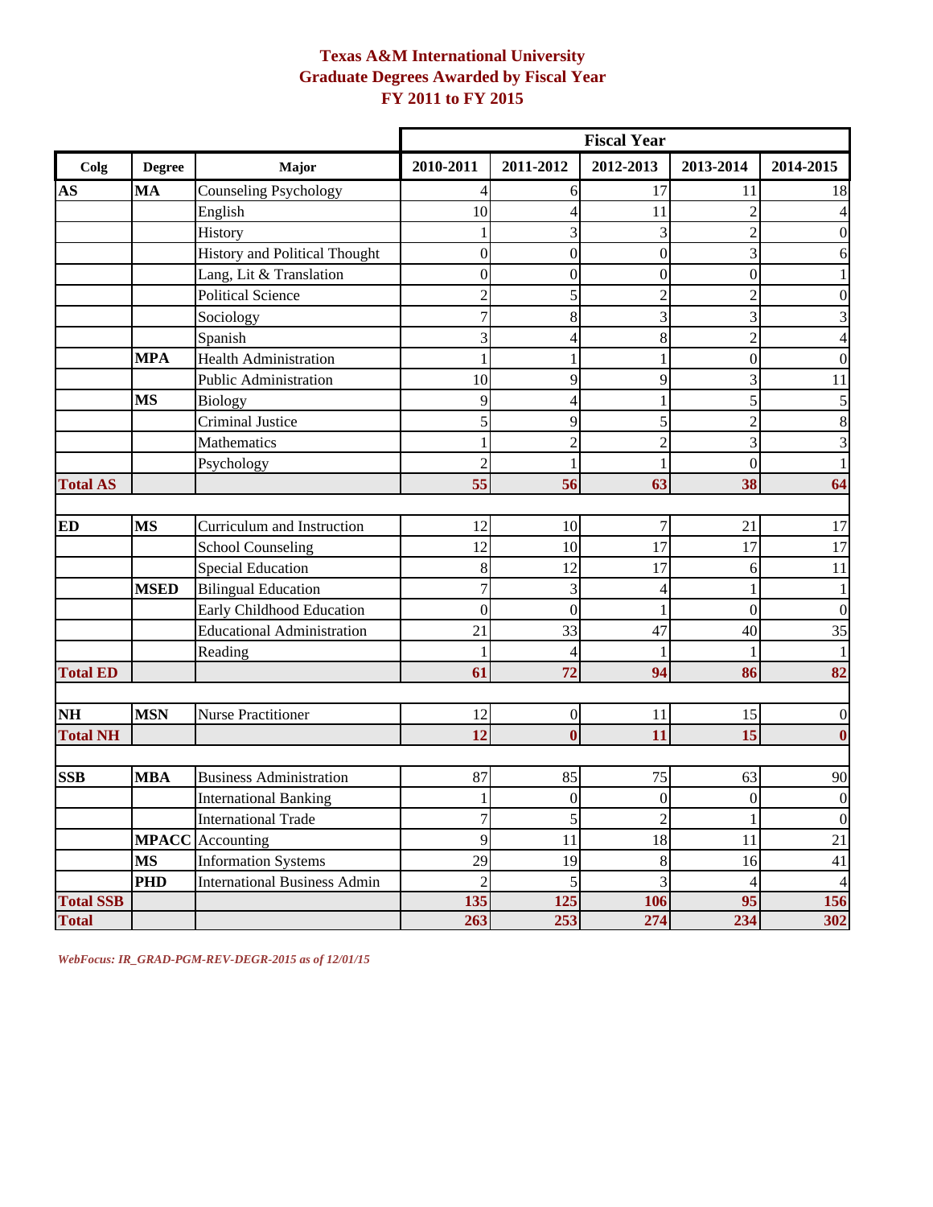# Texas A&M International University
## Graduate Degrees Awarded by Fiscal Year
## FY 2011 to FY 2015

| | | | Fiscal Year | | | | |
|---|---|---|---|---|---|---|---|
| **Colg** | **Degree** | **Major** | **2010-2011** | **2011-2012** | **2012-2013** | **2013-2014** | **2014-2015** |
| **AS** | **MA** | Counseling Psychology | 4 | 6 | 17 | 11 | 18 |
| | | English | 10 | 4 | 11 | 2 | 4 |
| | | History | 1 | 3 | 3 | 2 | 0 |
| | | History and Political Thought | 0 | 0 | 0 | 3 | 6 |
| | | Lang, Lit & Translation | 0 | 0 | 0 | 0 | 1 |
| | | Political Science | 2 | 5 | 2 | 2 | 0 |
| | | Sociology | 7 | 8 | 3 | 3 | 3 |
| | | Spanish | 3 | 4 | 8 | 2 | 4 |
| | **MPA** | Health Administration | 1 | 1 | 1 | 0 | 0 |
| | | Public Administration | 10 | 9 | 9 | 3 | 11 |
| | **MS** | Biology | 9 | 4 | 1 | 5 | 5 |
| | | Criminal Justice | 5 | 9 | 5 | 2 | 8 |
| | | Mathematics | 1 | 2 | 2 | 3 | 3 |
| | | Psychology | 2 | 1 | 1 | 0 | 1 |
| **Total AS** | | | **55** | **56** | **63** | **38** | **64** |
| | | | | | | | |
| **ED** | **MS** | Curriculum and Instruction | 12 | 10 | 7 | 21 | 17 |
| | | School Counseling | 12 | 10 | 17 | 17 | 17 |
| | | Special Education | 8 | 12 | 17 | 6 | 11 |
| | **MSED** | Bilingual Education | 7 | 3 | 4 | 1 | 1 |
| | | Early Childhood Education | 0 | 0 | 1 | 0 | 0 |
| | | Educational Administration | 21 | 33 | 47 | 40 | 35 |
| | | Reading | 1 | 4 | 1 | 1 | 1 |
| **Total ED** | | | **61** | **72** | **94** | **86** | **82** |
| | | | | | | | |
| **NH** | **MSN** | Nurse Practitioner | 12 | 0 | 11 | 15 | 0 |
| **Total NH** | | | **12** | **0** | **11** | **15** | **0** |
| | | | | | | | |
| **SSB** | **MBA** | Business Administration | 87 | 85 | 75 | 63 | 90 |
| | | International Banking | 1 | 0 | 0 | 0 | 0 |
| | | International Trade | 7 | 5 | 2 | 1 | 0 |
| | **MPACC** | Accounting | 9 | 11 | 18 | 11 | 21 |
| | **MS** | Information Systems | 29 | 19 | 8 | 16 | 41 |
| | **PHD** | International Business Admin | 2 | 5 | 3 | 4 | 4 |
| **Total SSB** | | | **135** | **125** | **106** | **95** | **156** |
| **Total** | | | **263** | **253** | **274** | **234** | **302** |

*WebFocus: IR_GRAD-PGM-REV-DEGR-2015 as of 12/01/15*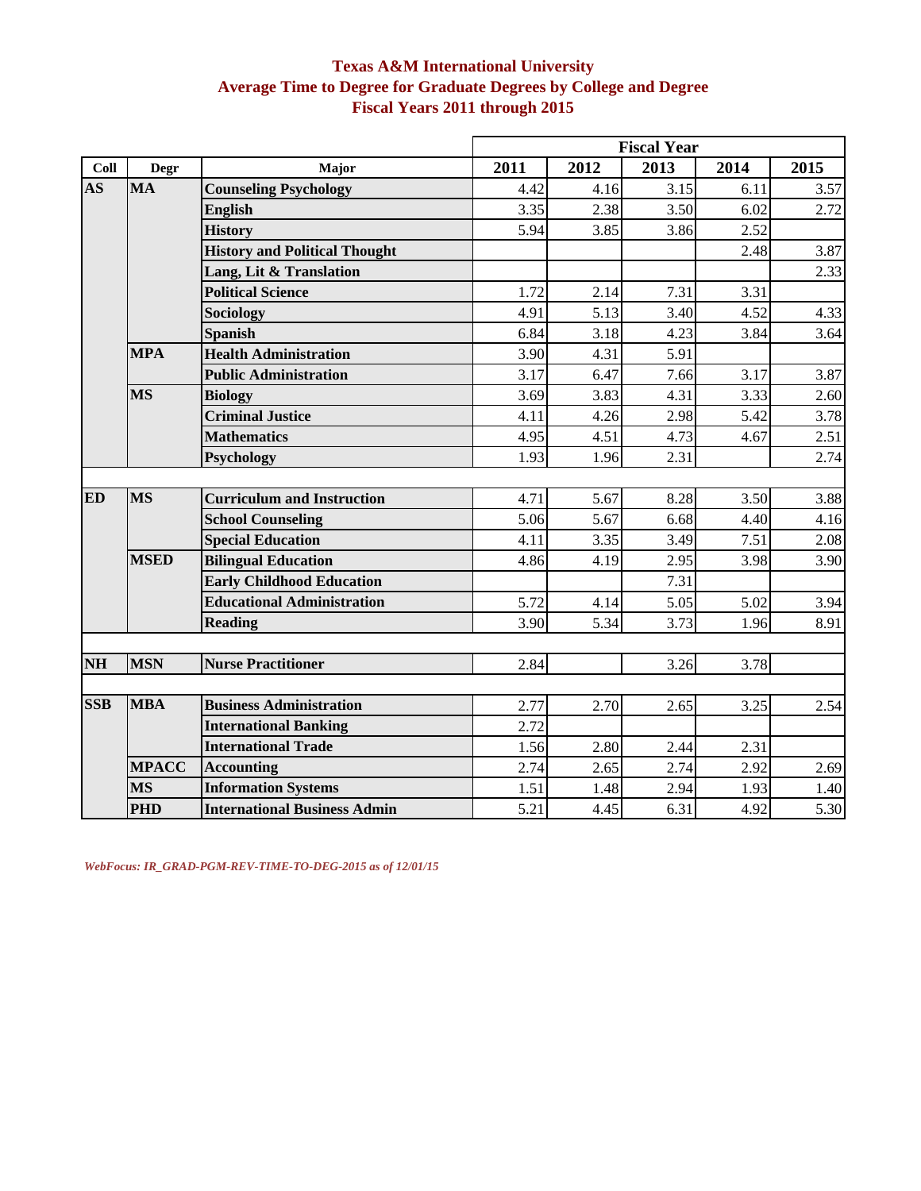# Texas A&M International University
## Average Time to Degree for Graduate Degrees by College and Degree
## Fiscal Years 2011 through 2015

| | | | Fiscal Year | | | | |
|---|---|---|---|---|---|---|---|
| **Coll** | **Degr** | **Major** | **2011** | **2012** | **2013** | **2014** | **2015** |
| **AS** | **MA** | **Counseling Psychology** | 4.42 | 4.16 | 3.15 | 6.11 | 3.57 |
| | | **English** | 3.35 | 2.38 | 3.50 | 6.02 | 2.72 |
| | | **History** | 5.94 | 3.85 | 3.86 | 2.52 | |
| | | **History and Political Thought** | | | | 2.48 | 3.87 |
| | | **Lang, Lit & Translation** | | | | | 2.33 |
| | | **Political Science** | 1.72 | 2.14 | 7.31 | 3.31 | |
| | | **Sociology** | 4.91 | 5.13 | 3.40 | 4.52 | 4.33 |
| | | **Spanish** | 6.84 | 3.18 | 4.23 | 3.84 | 3.64 |
| | **MPA** | **Health Administration** | 3.90 | 4.31 | 5.91 | | |
| | | **Public Administration** | 3.17 | 6.47 | 7.66 | 3.17 | 3.87 |
| | **MS** | **Biology** | 3.69 | 3.83 | 4.31 | 3.33 | 2.60 |
| | | **Criminal Justice** | 4.11 | 4.26 | 2.98 | 5.42 | 3.78 |
| | | **Mathematics** | 4.95 | 4.51 | 4.73 | 4.67 | 2.51 |
| | | **Psychology** | 1.93 | 1.96 | 2.31 | | 2.74 |
| **ED** | **MS** | **Curriculum and Instruction** | 4.71 | 5.67 | 8.28 | 3.50 | 3.88 |
| | | **School Counseling** | 5.06 | 5.67 | 6.68 | 4.40 | 4.16 |
| | | **Special Education** | 4.11 | 3.35 | 3.49 | 7.51 | 2.08 |
| | **MSED** | **Bilingual Education** | 4.86 | 4.19 | 2.95 | 3.98 | 3.90 |
| | | **Early Childhood Education** | | | 7.31 | | |
| | | **Educational Administration** | 5.72 | 4.14 | 5.05 | 5.02 | 3.94 |
| | | **Reading** | 3.90 | 5.34 | 3.73 | 1.96 | 8.91 |
| **NH** | **MSN** | **Nurse Practitioner** | 2.84 | | 3.26 | 3.78 | |
| **SSB** | **MBA** | **Business Administration** | 2.77 | 2.70 | 2.65 | 3.25 | 2.54 |
| | | **International Banking** | 2.72 | | | | |
| | | **International Trade** | 1.56 | 2.80 | 2.44 | 2.31 | |
| | **MPACC** | **Accounting** | 2.74 | 2.65 | 2.74 | 2.92 | 2.69 |
| | **MS** | **Information Systems** | 1.51 | 1.48 | 2.94 | 1.93 | 1.40 |
| | **PHD** | **International Business Admin** | 5.21 | 4.45 | 6.31 | 4.92 | 5.30 |

*WebFocus: IR_GRAD-PGM-REV-TIME-TO-DEG-2015 as of 12/01/15*